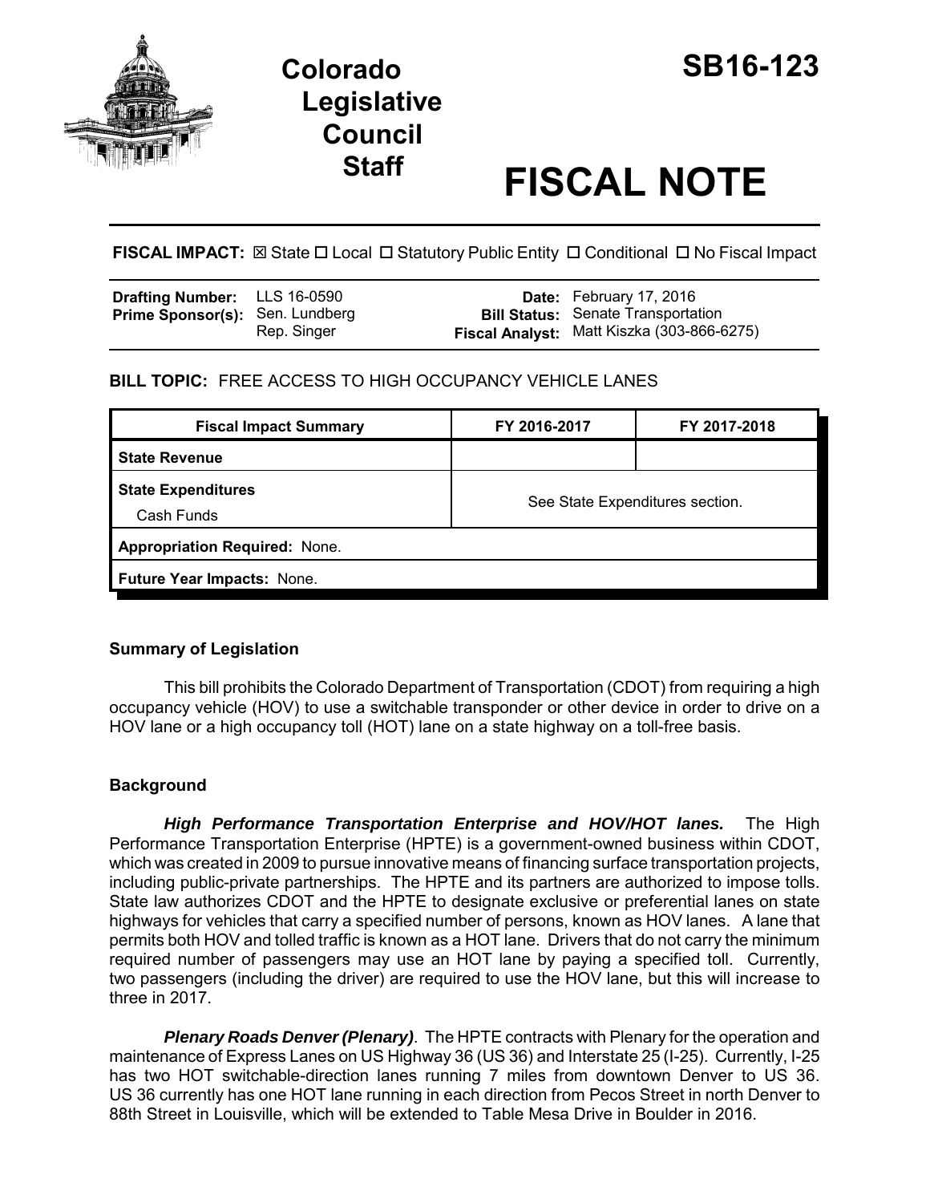# Colorado Legislative Council Staff

# SB16-123

# FISCAL NOTE

**FISCAL IMPACT:** ☒ State ☐ Local ☐ Statutory Public Entity ☐ Conditional ☐ No Fiscal Impact

| | | | |
|---|---|---|---|
| **Drafting Number:** | LLS 16-0590 | **Date:** | February 17, 2016 |
| **Prime Sponsor(s):** | Sen. Lundberg<br>Rep. Singer | **Bill Status:** | Senate Transportation |
| | | **Fiscal Analyst:** | Matt Kiszka (303-866-6275) |

**BILL TOPIC:** FREE ACCESS TO HIGH OCCUPANCY VEHICLE LANES

| Fiscal Impact Summary | FY 2016-2017 | FY 2017-2018 |
|---|---|---|
| **State Revenue** | | |
| **State Expenditures**<br>Cash Funds | See State Expenditures section. | |
| **Appropriation Required:** None. | | |
| **Future Year Impacts:** None. | | |

## Summary of Legislation

This bill prohibits the Colorado Department of Transportation (CDOT) from requiring a high occupancy vehicle (HOV) to use a switchable transponder or other device in order to drive on a HOV lane or a high occupancy toll (HOT) lane on a state highway on a toll-free basis.

## Background

***High Performance Transportation Enterprise and HOV/HOT lanes.*** The High Performance Transportation Enterprise (HPTE) is a government-owned business within CDOT, which was created in 2009 to pursue innovative means of financing surface transportation projects, including public-private partnerships. The HPTE and its partners are authorized to impose tolls. State law authorizes CDOT and the HPTE to designate exclusive or preferential lanes on state highways for vehicles that carry a specified number of persons, known as HOV lanes. A lane that permits both HOV and tolled traffic is known as a HOT lane. Drivers that do not carry the minimum required number of passengers may use an HOT lane by paying a specified toll. Currently, two passengers (including the driver) are required to use the HOV lane, but this will increase to three in 2017.

***Plenary Roads Denver (Plenary)***. The HPTE contracts with Plenary for the operation and maintenance of Express Lanes on US Highway 36 (US 36) and Interstate 25 (I-25). Currently, I-25 has two HOT switchable-direction lanes running 7 miles from downtown Denver to US 36. US 36 currently has one HOT lane running in each direction from Pecos Street in north Denver to 88th Street in Louisville, which will be extended to Table Mesa Drive in Boulder in 2016.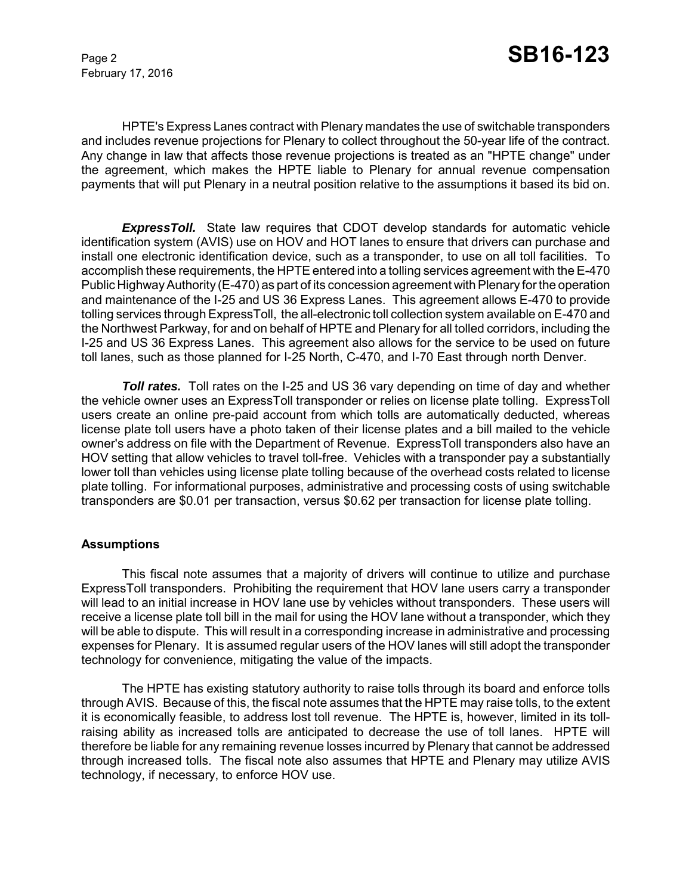HPTE's Express Lanes contract with Plenary mandates the use of switchable transponders and includes revenue projections for Plenary to collect throughout the 50-year life of the contract. Any change in law that affects those revenue projections is treated as an "HPTE change" under the agreement, which makes the HPTE liable to Plenary for annual revenue compensation payments that will put Plenary in a neutral position relative to the assumptions it based its bid on.

***ExpressToll.*** State law requires that CDOT develop standards for automatic vehicle identification system (AVIS) use on HOV and HOT lanes to ensure that drivers can purchase and install one electronic identification device, such as a transponder, to use on all toll facilities. To accomplish these requirements, the HPTE entered into a tolling services agreement with the E-470 Public Highway Authority (E-470) as part of its concession agreement with Plenary for the operation and maintenance of the I-25 and US 36 Express Lanes. This agreement allows E-470 to provide tolling services through ExpressToll, the all-electronic toll collection system available on E-470 and the Northwest Parkway, for and on behalf of HPTE and Plenary for all tolled corridors, including the I-25 and US 36 Express Lanes. This agreement also allows for the service to be used on future toll lanes, such as those planned for I-25 North, C-470, and I-70 East through north Denver.

***Toll rates.*** Toll rates on the I-25 and US 36 vary depending on time of day and whether the vehicle owner uses an ExpressToll transponder or relies on license plate tolling. ExpressToll users create an online pre-paid account from which tolls are automatically deducted, whereas license plate toll users have a photo taken of their license plates and a bill mailed to the vehicle owner's address on file with the Department of Revenue. ExpressToll transponders also have an HOV setting that allow vehicles to travel toll-free. Vehicles with a transponder pay a substantially lower toll than vehicles using license plate tolling because of the overhead costs related to license plate tolling. For informational purposes, administrative and processing costs of using switchable transponders are $0.01 per transaction, versus $0.62 per transaction for license plate tolling.

**Assumptions**

This fiscal note assumes that a majority of drivers will continue to utilize and purchase ExpressToll transponders. Prohibiting the requirement that HOV lane users carry a transponder will lead to an initial increase in HOV lane use by vehicles without transponders. These users will receive a license plate toll bill in the mail for using the HOV lane without a transponder, which they will be able to dispute. This will result in a corresponding increase in administrative and processing expenses for Plenary. It is assumed regular users of the HOV lanes will still adopt the transponder technology for convenience, mitigating the value of the impacts.

The HPTE has existing statutory authority to raise tolls through its board and enforce tolls through AVIS. Because of this, the fiscal note assumes that the HPTE may raise tolls, to the extent it is economically feasible, to address lost toll revenue. The HPTE is, however, limited in its toll-raising ability as increased tolls are anticipated to decrease the use of toll lanes. HPTE will therefore be liable for any remaining revenue losses incurred by Plenary that cannot be addressed through increased tolls. The fiscal note also assumes that HPTE and Plenary may utilize AVIS technology, if necessary, to enforce HOV use.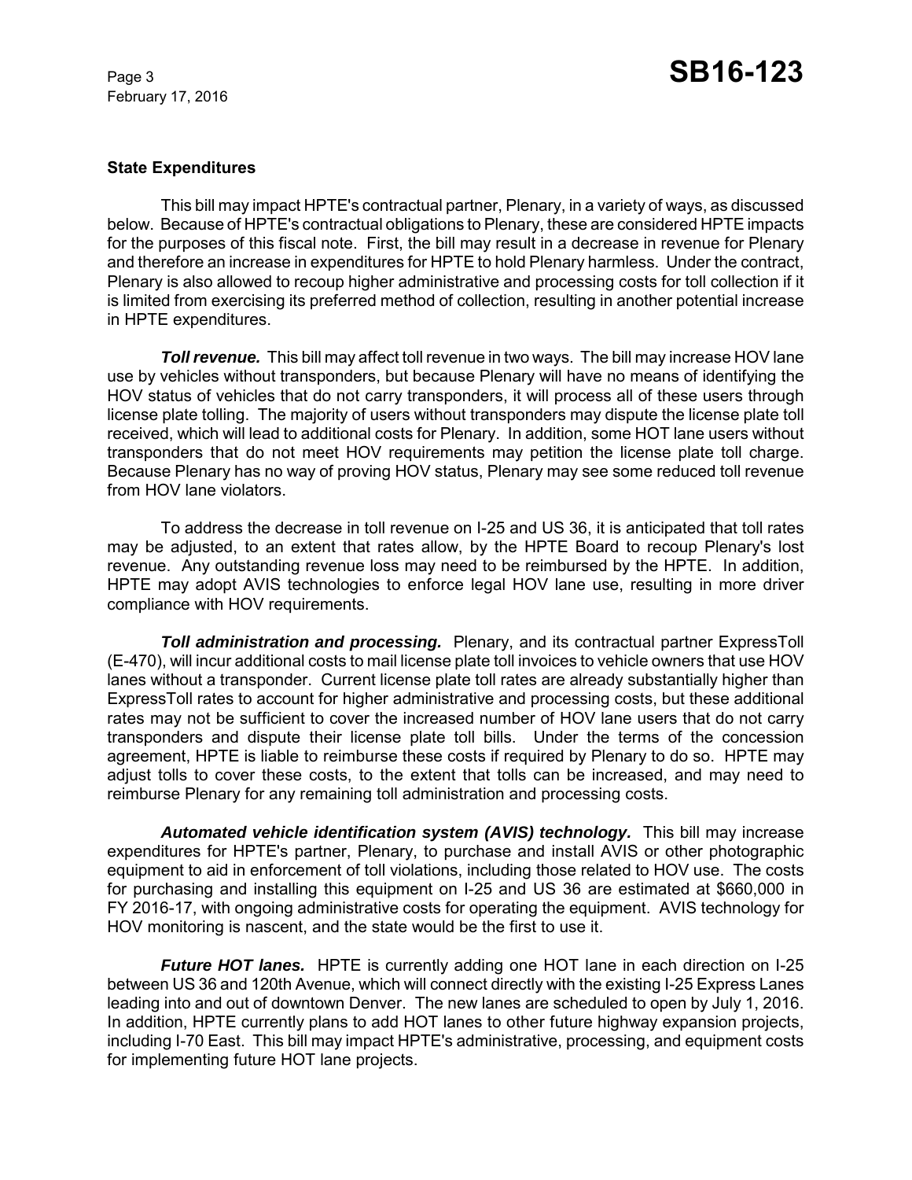**State Expenditures**

This bill may impact HPTE's contractual partner, Plenary, in a variety of ways, as discussed below. Because of HPTE's contractual obligations to Plenary, these are considered HPTE impacts for the purposes of this fiscal note. First, the bill may result in a decrease in revenue for Plenary and therefore an increase in expenditures for HPTE to hold Plenary harmless. Under the contract, Plenary is also allowed to recoup higher administrative and processing costs for toll collection if it is limited from exercising its preferred method of collection, resulting in another potential increase in HPTE expenditures.

***Toll revenue.*** This bill may affect toll revenue in two ways. The bill may increase HOV lane use by vehicles without transponders, but because Plenary will have no means of identifying the HOV status of vehicles that do not carry transponders, it will process all of these users through license plate tolling. The majority of users without transponders may dispute the license plate toll received, which will lead to additional costs for Plenary. In addition, some HOT lane users without transponders that do not meet HOV requirements may petition the license plate toll charge. Because Plenary has no way of proving HOV status, Plenary may see some reduced toll revenue from HOV lane violators.

To address the decrease in toll revenue on I-25 and US 36, it is anticipated that toll rates may be adjusted, to an extent that rates allow, by the HPTE Board to recoup Plenary's lost revenue. Any outstanding revenue loss may need to be reimbursed by the HPTE. In addition, HPTE may adopt AVIS technologies to enforce legal HOV lane use, resulting in more driver compliance with HOV requirements.

***Toll administration and processing.*** Plenary, and its contractual partner ExpressToll (E-470), will incur additional costs to mail license plate toll invoices to vehicle owners that use HOV lanes without a transponder. Current license plate toll rates are already substantially higher than ExpressToll rates to account for higher administrative and processing costs, but these additional rates may not be sufficient to cover the increased number of HOV lane users that do not carry transponders and dispute their license plate toll bills. Under the terms of the concession agreement, HPTE is liable to reimburse these costs if required by Plenary to do so. HPTE may adjust tolls to cover these costs, to the extent that tolls can be increased, and may need to reimburse Plenary for any remaining toll administration and processing costs.

***Automated vehicle identification system (AVIS) technology.*** This bill may increase expenditures for HPTE's partner, Plenary, to purchase and install AVIS or other photographic equipment to aid in enforcement of toll violations, including those related to HOV use. The costs for purchasing and installing this equipment on I-25 and US 36 are estimated at $660,000 in FY 2016-17, with ongoing administrative costs for operating the equipment. AVIS technology for HOV monitoring is nascent, and the state would be the first to use it.

***Future HOT lanes.*** HPTE is currently adding one HOT lane in each direction on I-25 between US 36 and 120th Avenue, which will connect directly with the existing I-25 Express Lanes leading into and out of downtown Denver. The new lanes are scheduled to open by July 1, 2016. In addition, HPTE currently plans to add HOT lanes to other future highway expansion projects, including I-70 East. This bill may impact HPTE's administrative, processing, and equipment costs for implementing future HOT lane projects.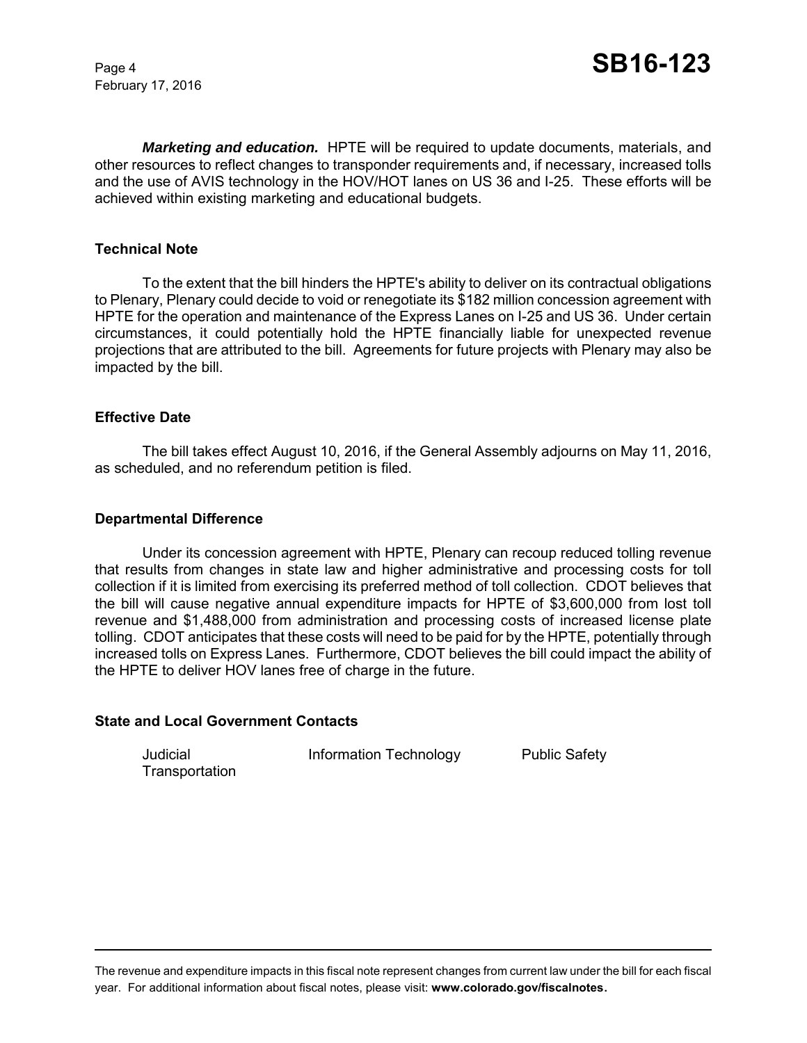***Marketing and education.*** HPTE will be required to update documents, materials, and other resources to reflect changes to transponder requirements and, if necessary, increased tolls and the use of AVIS technology in the HOV/HOT lanes on US 36 and I-25. These efforts will be achieved within existing marketing and educational budgets.

### Technical Note

To the extent that the bill hinders the HPTE's ability to deliver on its contractual obligations to Plenary, Plenary could decide to void or renegotiate its $182 million concession agreement with HPTE for the operation and maintenance of the Express Lanes on I-25 and US 36. Under certain circumstances, it could potentially hold the HPTE financially liable for unexpected revenue projections that are attributed to the bill. Agreements for future projects with Plenary may also be impacted by the bill.

### Effective Date

The bill takes effect August 10, 2016, if the General Assembly adjourns on May 11, 2016, as scheduled, and no referendum petition is filed.

### Departmental Difference

Under its concession agreement with HPTE, Plenary can recoup reduced tolling revenue that results from changes in state law and higher administrative and processing costs for toll collection if it is limited from exercising its preferred method of toll collection. CDOT believes that the bill will cause negative annual expenditure impacts for HPTE of $3,600,000 from lost toll revenue and $1,488,000 from administration and processing costs of increased license plate tolling. CDOT anticipates that these costs will need to be paid for by the HPTE, potentially through increased tolls on Express Lanes. Furthermore, CDOT believes the bill could impact the ability of the HPTE to deliver HOV lanes free of charge in the future.

### State and Local Government Contacts

Judicial
Information Technology
Public Safety
Transportation

The revenue and expenditure impacts in this fiscal note represent changes from current law under the bill for each fiscal year. For additional information about fiscal notes, please visit: **www.colorado.gov/fiscalnotes.**